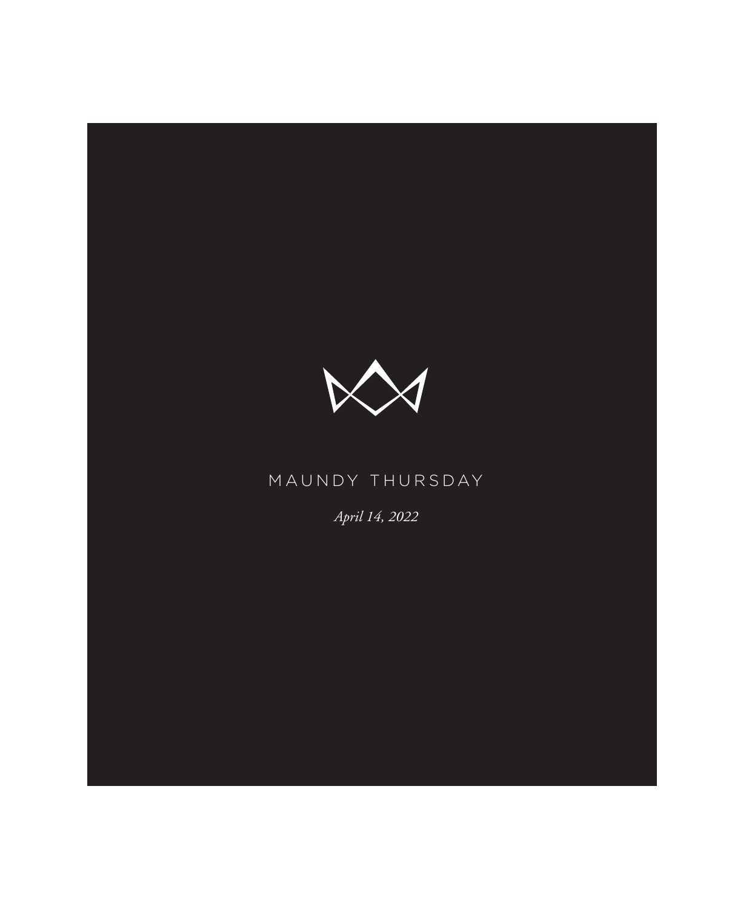# MAUNDY THURSDAY

*April 14, 2022*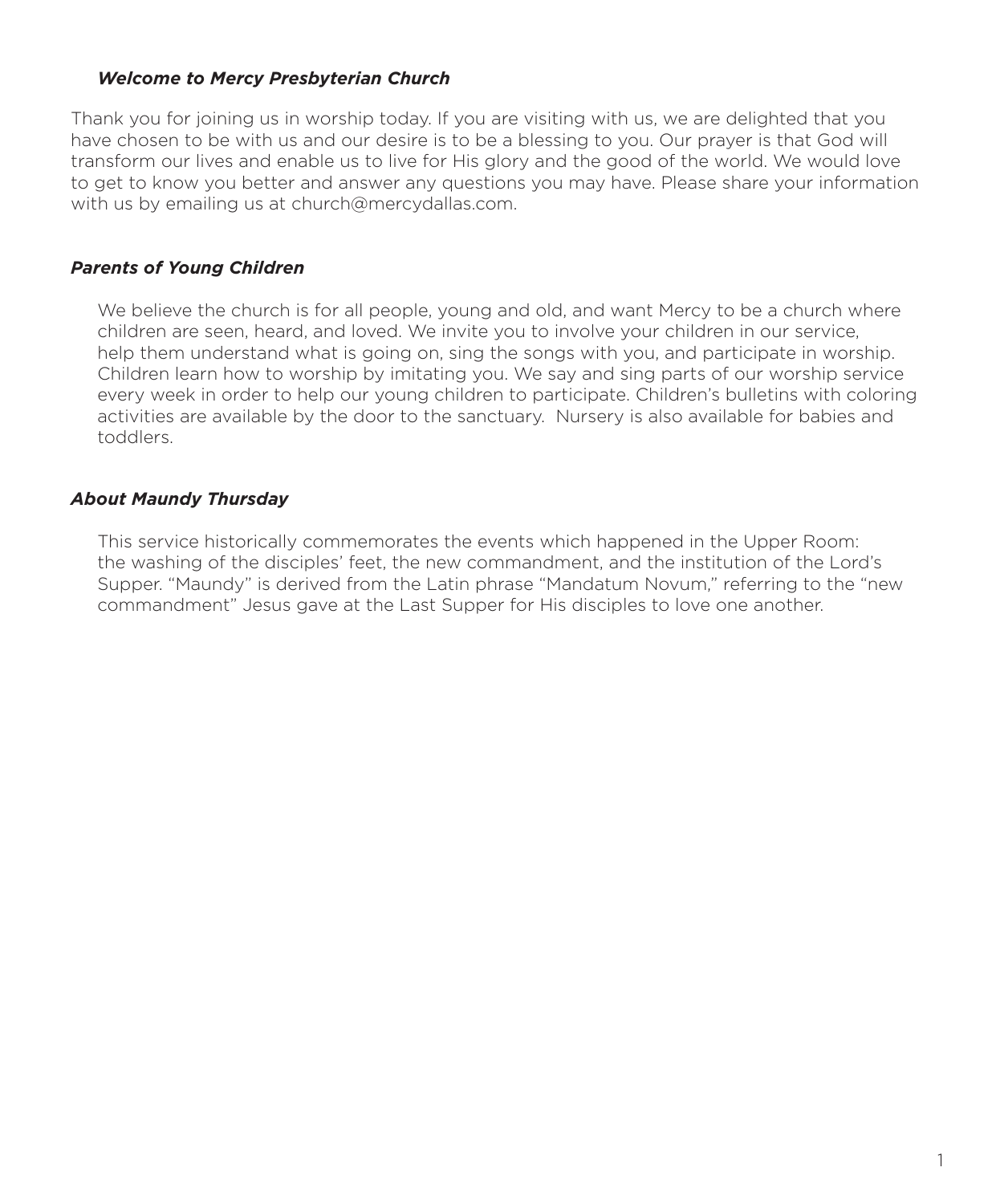***Welcome to Mercy Presbyterian Church***

Thank you for joining us in worship today. If you are visiting with us, we are delighted that you have chosen to be with us and our desire is to be a blessing to you. Our prayer is that God will transform our lives and enable us to live for His glory and the good of the world. We would love to get to know you better and answer any questions you may have. Please share your information with us by emailing us at church@mercydallas.com.

***Parents of Young Children***

We believe the church is for all people, young and old, and want Mercy to be a church where children are seen, heard, and loved. We invite you to involve your children in our service, help them understand what is going on, sing the songs with you, and participate in worship. Children learn how to worship by imitating you. We say and sing parts of our worship service every week in order to help our young children to participate. Children's bulletins with coloring activities are available by the door to the sanctuary. Nursery is also available for babies and toddlers.

***About Maundy Thursday***

This service historically commemorates the events which happened in the Upper Room: the washing of the disciples' feet, the new commandment, and the institution of the Lord's Supper. "Maundy" is derived from the Latin phrase "Mandatum Novum," referring to the "new commandment" Jesus gave at the Last Supper for His disciples to love one another.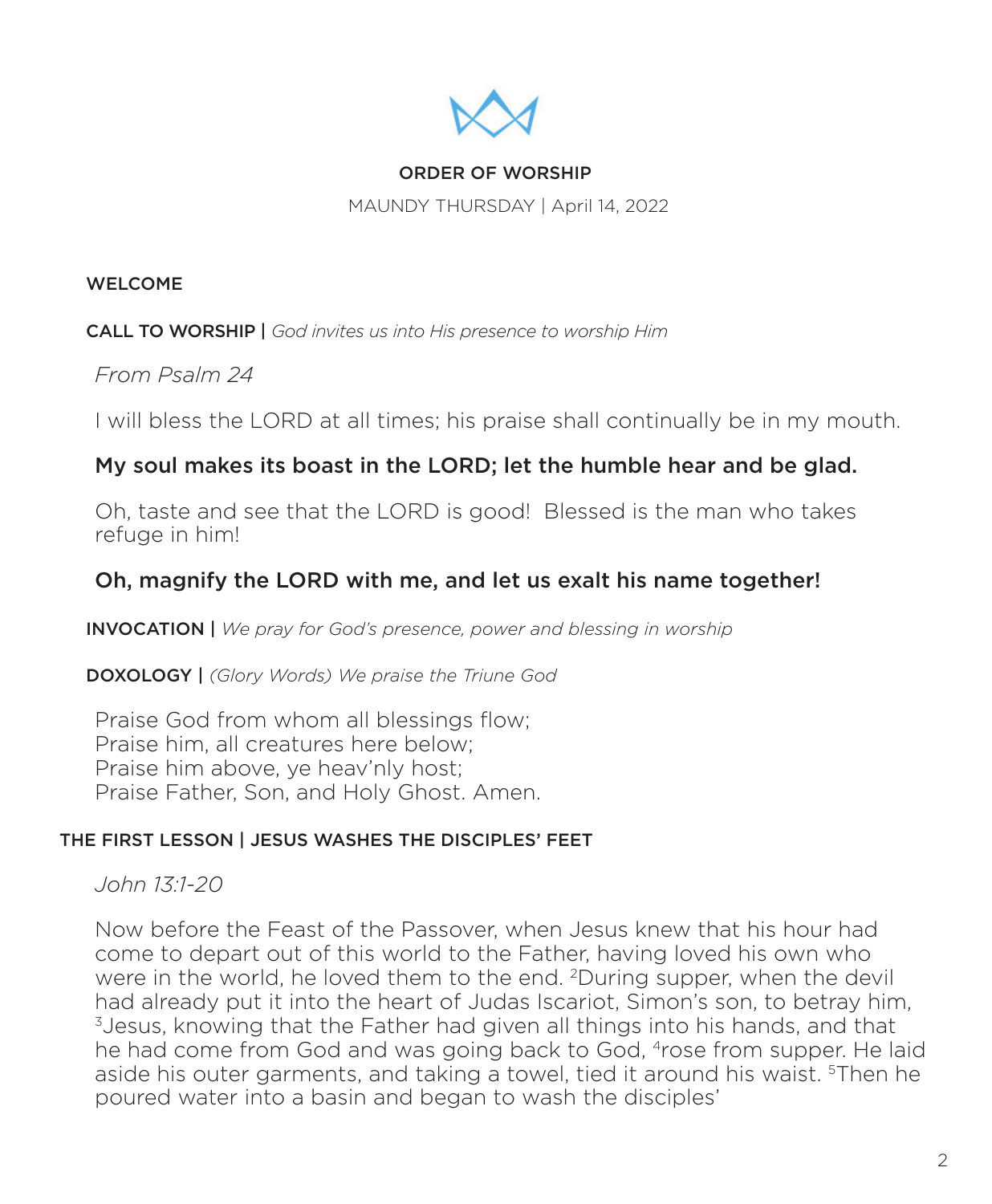## ORDER OF WORSHIP

MAUNDY THURSDAY | April 14, 2022

### WELCOME

**CALL TO WORSHIP |** *God invites us into His presence to worship Him*

*From Psalm 24*

I will bless the LORD at all times; his praise shall continually be in my mouth.

**My soul makes its boast in the LORD; let the humble hear and be glad.**

Oh, taste and see that the LORD is good!  Blessed is the man who takes refuge in him!

**Oh, magnify the LORD with me, and let us exalt his name together!**

**INVOCATION |** *We pray for God's presence, power and blessing in worship*

**DOXOLOGY |** *(Glory Words) We praise the Triune God*

Praise God from whom all blessings flow;  
Praise him, all creatures here below;  
Praise him above, ye heav'nly host;  
Praise Father, Son, and Holy Ghost. Amen.

### THE FIRST LESSON | JESUS WASHES THE DISCIPLES' FEET

*John 13:1-20*

Now before the Feast of the Passover, when Jesus knew that his hour had come to depart out of this world to the Father, having loved his own who were in the world, he loved them to the end. [2]During supper, when the devil had already put it into the heart of Judas Iscariot, Simon's son, to betray him, [3]Jesus, knowing that the Father had given all things into his hands, and that he had come from God and was going back to God, [4]rose from supper. He laid aside his outer garments, and taking a towel, tied it around his waist. [5]Then he poured water into a basin and began to wash the disciples'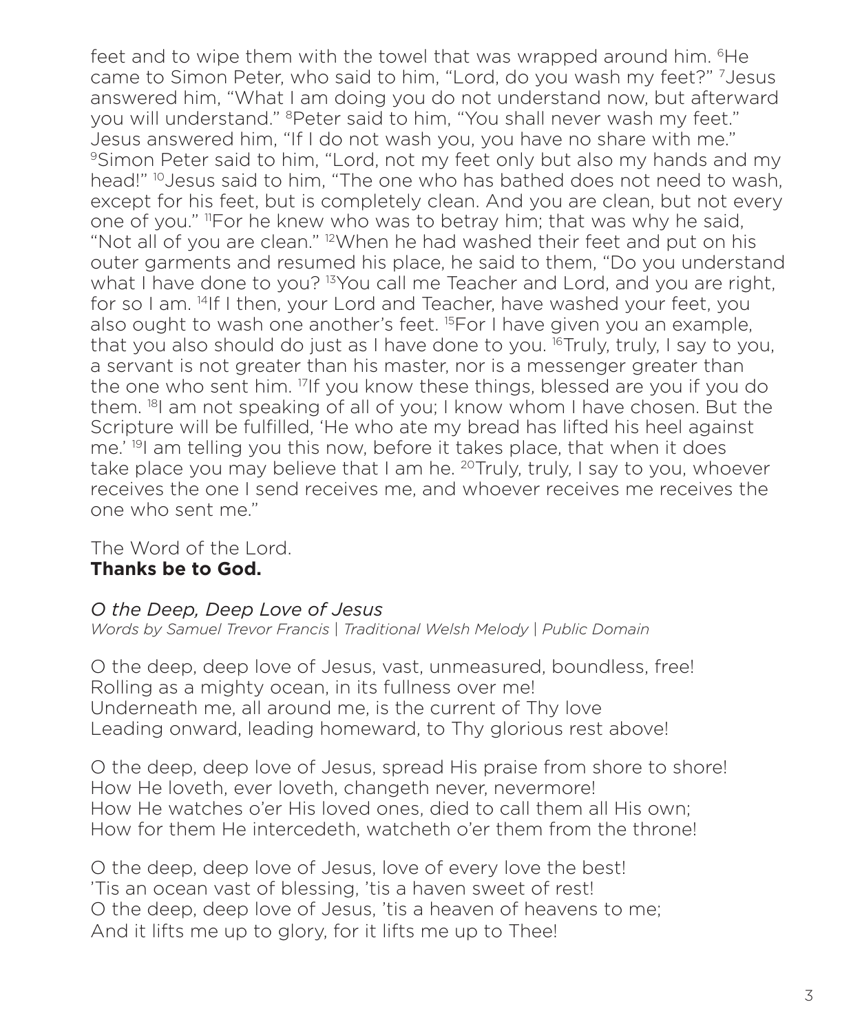feet and to wipe them with the towel that was wrapped around him. [6]He came to Simon Peter, who said to him, "Lord, do you wash my feet?" [7]Jesus answered him, "What I am doing you do not understand now, but afterward you will understand." [8]Peter said to him, "You shall never wash my feet." Jesus answered him, "If I do not wash you, you have no share with me." [9]Simon Peter said to him, "Lord, not my feet only but also my hands and my head!" [10]Jesus said to him, "The one who has bathed does not need to wash, except for his feet, but is completely clean. And you are clean, but not every one of you." [11]For he knew who was to betray him; that was why he said, "Not all of you are clean." [12]When he had washed their feet and put on his outer garments and resumed his place, he said to them, "Do you understand what I have done to you? [13]You call me Teacher and Lord, and you are right, for so I am. [14]If I then, your Lord and Teacher, have washed your feet, you also ought to wash one another's feet. [15]For I have given you an example, that you also should do just as I have done to you. [16]Truly, truly, I say to you, a servant is not greater than his master, nor is a messenger greater than the one who sent him. [17]If you know these things, blessed are you if you do them. [18]I am not speaking of all of you; I know whom I have chosen. But the Scripture will be fulfilled, 'He who ate my bread has lifted his heel against me.' [19]I am telling you this now, before it takes place, that when it does take place you may believe that I am he. [20]Truly, truly, I say to you, whoever receives the one I send receives me, and whoever receives me receives the one who sent me."

The Word of the Lord.
**Thanks be to God.**

*O the Deep, Deep Love of Jesus*
*Words by Samuel Trevor Francis | Traditional Welsh Melody | Public Domain*

O the deep, deep love of Jesus, vast, unmeasured, boundless, free!
Rolling as a mighty ocean, in its fullness over me!
Underneath me, all around me, is the current of Thy love
Leading onward, leading homeward, to Thy glorious rest above!

O the deep, deep love of Jesus, spread His praise from shore to shore!
How He loveth, ever loveth, changeth never, nevermore!
How He watches o'er His loved ones, died to call them all His own;
How for them He intercedeth, watcheth o'er them from the throne!

O the deep, deep love of Jesus, love of every love the best!
'Tis an ocean vast of blessing, 'tis a haven sweet of rest!
O the deep, deep love of Jesus, 'tis a heaven of heavens to me;
And it lifts me up to glory, for it lifts me up to Thee!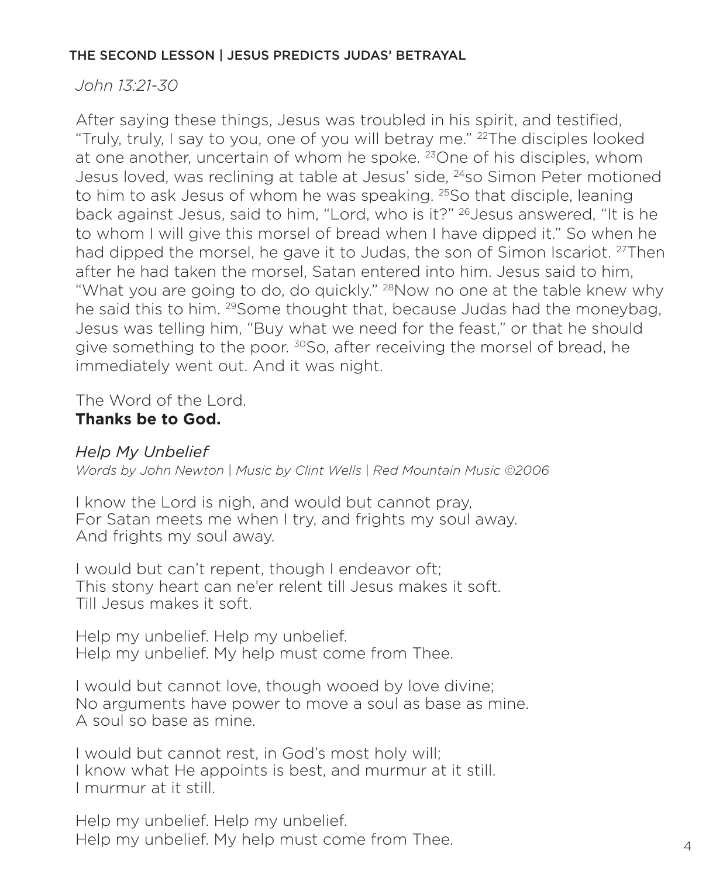### THE SECOND LESSON | JESUS PREDICTS JUDAS' BETRAYAL

*John 13:21-30*

After saying these things, Jesus was troubled in his spirit, and testified, "Truly, truly, I say to you, one of you will betray me." [22]The disciples looked at one another, uncertain of whom he spoke. [23]One of his disciples, whom Jesus loved, was reclining at table at Jesus' side, [24]so Simon Peter motioned to him to ask Jesus of whom he was speaking. [25]So that disciple, leaning back against Jesus, said to him, "Lord, who is it?" [26]Jesus answered, "It is he to whom I will give this morsel of bread when I have dipped it." So when he had dipped the morsel, he gave it to Judas, the son of Simon Iscariot. [27]Then after he had taken the morsel, Satan entered into him. Jesus said to him, "What you are going to do, do quickly." [28]Now no one at the table knew why he said this to him. [29]Some thought that, because Judas had the moneybag, Jesus was telling him, "Buy what we need for the feast," or that he should give something to the poor. [30]So, after receiving the morsel of bread, he immediately went out. And it was night.

The Word of the Lord.
**Thanks be to God.**

*Help My Unbelief*
*Words by John Newton | Music by Clint Wells | Red Mountain Music ©2006*

I know the Lord is nigh, and would but cannot pray,
For Satan meets me when I try, and frights my soul away.
And frights my soul away.

I would but can't repent, though I endeavor oft;
This stony heart can ne'er relent till Jesus makes it soft.
Till Jesus makes it soft.

Help my unbelief. Help my unbelief.
Help my unbelief. My help must come from Thee.

I would but cannot love, though wooed by love divine;
No arguments have power to move a soul as base as mine.
A soul so base as mine.

I would but cannot rest, in God's most holy will;
I know what He appoints is best, and murmur at it still.
I murmur at it still.

Help my unbelief. Help my unbelief.
Help my unbelief. My help must come from Thee.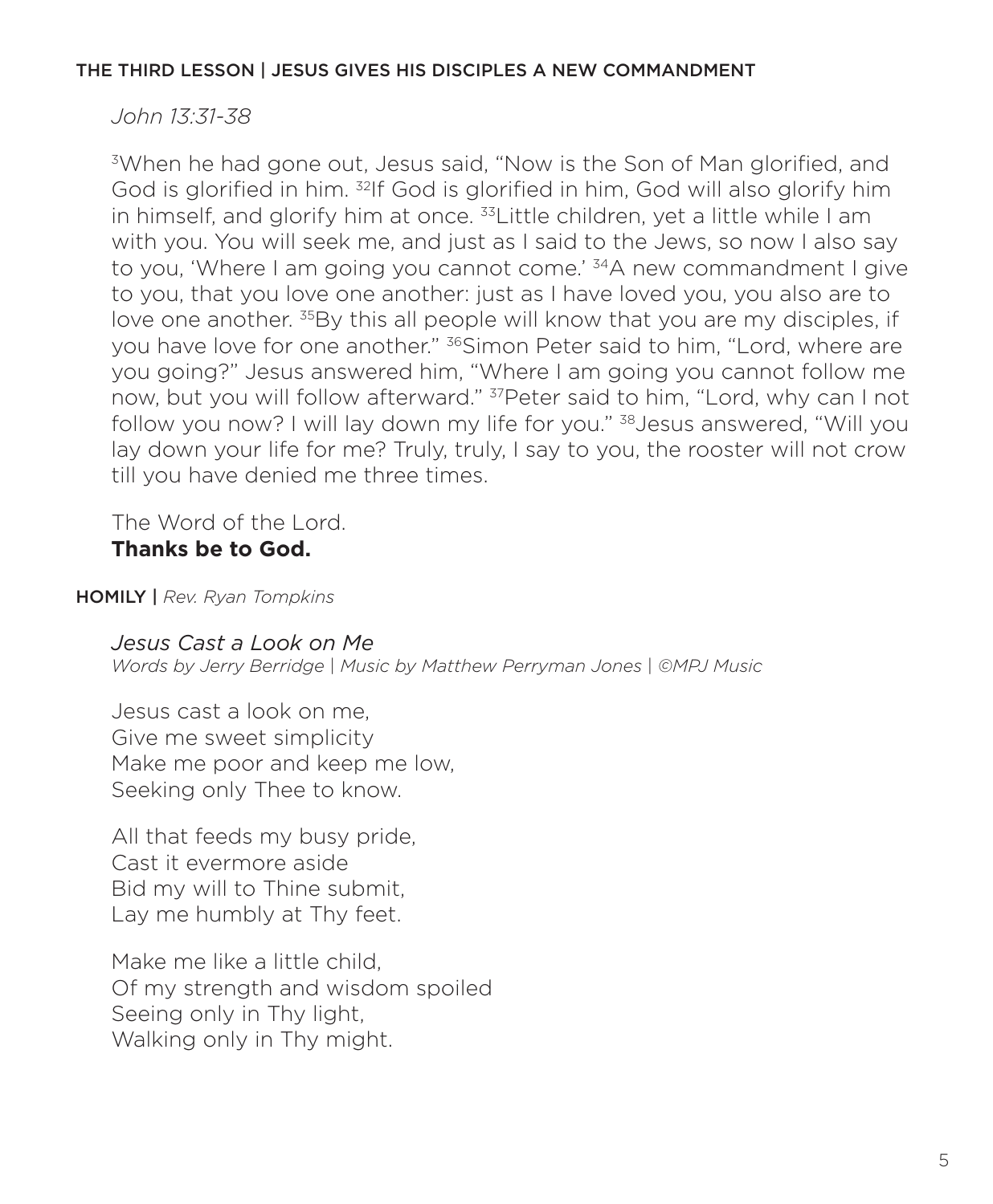#### THE THIRD LESSON | JESUS GIVES HIS DISCIPLES A NEW COMMANDMENT

*John 13:31-38*

[3]When he had gone out, Jesus said, "Now is the Son of Man glorified, and God is glorified in him. [32]If God is glorified in him, God will also glorify him in himself, and glorify him at once. [33]Little children, yet a little while I am with you. You will seek me, and just as I said to the Jews, so now I also say to you, 'Where I am going you cannot come.' [34]A new commandment I give to you, that you love one another: just as I have loved you, you also are to love one another. [35]By this all people will know that you are my disciples, if you have love for one another." [36]Simon Peter said to him, "Lord, where are you going?" Jesus answered him, "Where I am going you cannot follow me now, but you will follow afterward." [37]Peter said to him, "Lord, why can I not follow you now? I will lay down my life for you." [38]Jesus answered, "Will you lay down your life for me? Truly, truly, I say to you, the rooster will not crow till you have denied me three times.

The Word of the Lord.
**Thanks be to God.**

**HOMILY** | *Rev. Ryan Tompkins*

*Jesus Cast a Look on Me*
*Words by Jerry Berridge | Music by Matthew Perryman Jones | ©MPJ Music*

Jesus cast a look on me,
Give me sweet simplicity
Make me poor and keep me low,
Seeking only Thee to know.

All that feeds my busy pride,
Cast it evermore aside
Bid my will to Thine submit,
Lay me humbly at Thy feet.

Make me like a little child,
Of my strength and wisdom spoiled
Seeing only in Thy light,
Walking only in Thy might.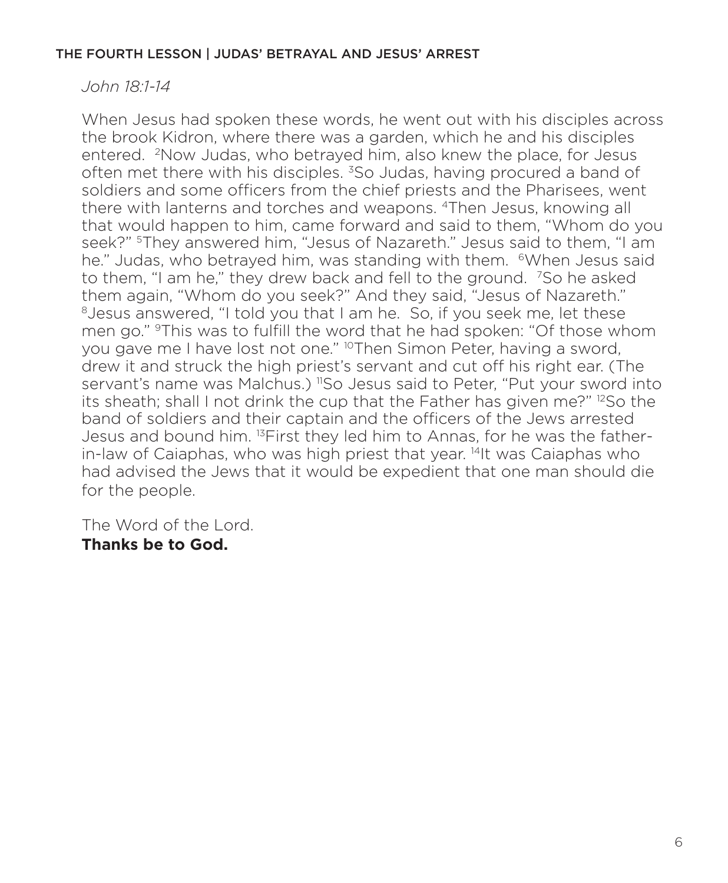## THE FOURTH LESSON | JUDAS' BETRAYAL AND JESUS' ARREST

*John 18:1-14*

When Jesus had spoken these words, he went out with his disciples across the brook Kidron, where there was a garden, which he and his disciples entered. [2]Now Judas, who betrayed him, also knew the place, for Jesus often met there with his disciples. [3]So Judas, having procured a band of soldiers and some officers from the chief priests and the Pharisees, went there with lanterns and torches and weapons. [4]Then Jesus, knowing all that would happen to him, came forward and said to them, "Whom do you seek?" [5]They answered him, "Jesus of Nazareth." Jesus said to them, "I am he." Judas, who betrayed him, was standing with them. [6]When Jesus said to them, "I am he," they drew back and fell to the ground. [7]So he asked them again, "Whom do you seek?" And they said, "Jesus of Nazareth." [8]Jesus answered, "I told you that I am he. So, if you seek me, let these men go." [9]This was to fulfill the word that he had spoken: "Of those whom you gave me I have lost not one." [10]Then Simon Peter, having a sword, drew it and struck the high priest's servant and cut off his right ear. (The servant's name was Malchus.) [11]So Jesus said to Peter, "Put your sword into its sheath; shall I not drink the cup that the Father has given me?" [12]So the band of soldiers and their captain and the officers of the Jews arrested Jesus and bound him. [13]First they led him to Annas, for he was the father-in-law of Caiaphas, who was high priest that year. [14]It was Caiaphas who had advised the Jews that it would be expedient that one man should die for the people.

The Word of the Lord.
**Thanks be to God.**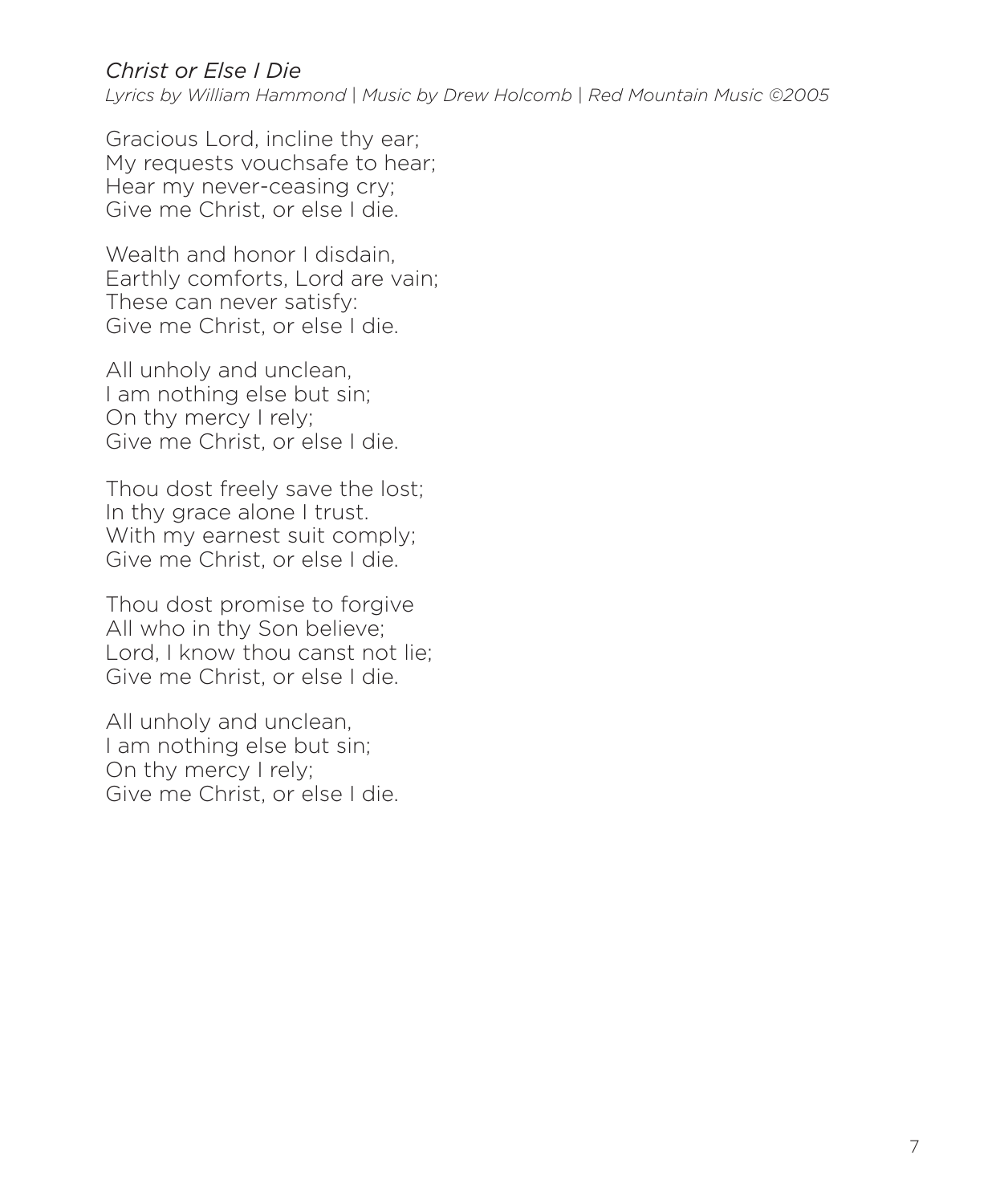*Christ or Else I Die*

*Lyrics by William Hammond | Music by Drew Holcomb | Red Mountain Music ©2005*

Gracious Lord, incline thy ear;  
My requests vouchsafe to hear;  
Hear my never-ceasing cry;  
Give me Christ, or else I die.

Wealth and honor I disdain,  
Earthly comforts, Lord are vain;  
These can never satisfy:  
Give me Christ, or else I die.

All unholy and unclean,  
I am nothing else but sin;  
On thy mercy I rely;  
Give me Christ, or else I die.

Thou dost freely save the lost;  
In thy grace alone I trust.  
With my earnest suit comply;  
Give me Christ, or else I die.

Thou dost promise to forgive  
All who in thy Son believe;  
Lord, I know thou canst not lie;  
Give me Christ, or else I die.

All unholy and unclean,  
I am nothing else but sin;  
On thy mercy I rely;  
Give me Christ, or else I die.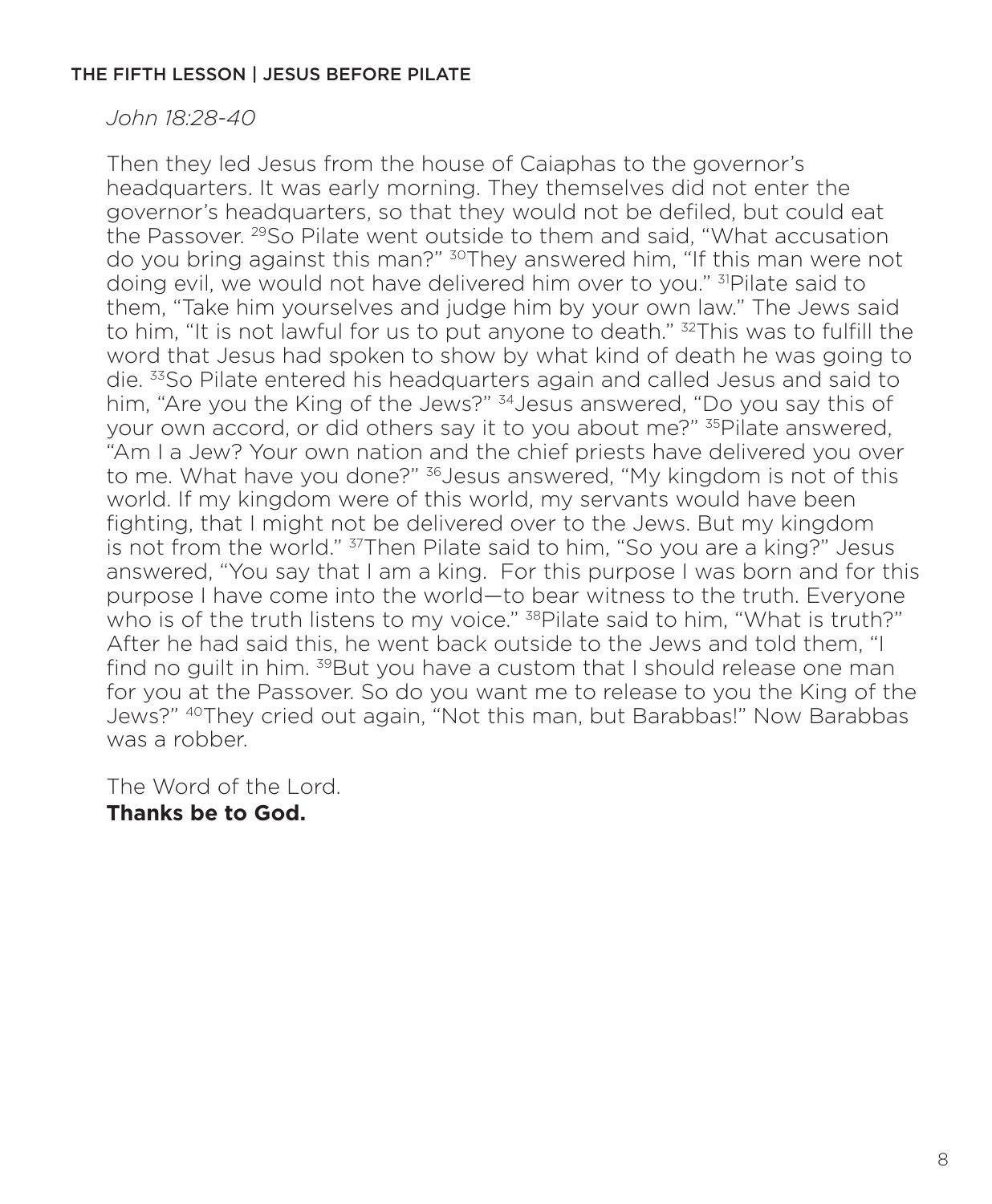### THE FIFTH LESSON | JESUS BEFORE PILATE

*John 18:28-40*

Then they led Jesus from the house of Caiaphas to the governor's headquarters. It was early morning. They themselves did not enter the governor's headquarters, so that they would not be defiled, but could eat the Passover. [29]So Pilate went outside to them and said, "What accusation do you bring against this man?" [30]They answered him, "If this man were not doing evil, we would not have delivered him over to you." [31]Pilate said to them, "Take him yourselves and judge him by your own law." The Jews said to him, "It is not lawful for us to put anyone to death." [32]This was to fulfill the word that Jesus had spoken to show by what kind of death he was going to die. [33]So Pilate entered his headquarters again and called Jesus and said to him, "Are you the King of the Jews?" [34]Jesus answered, "Do you say this of your own accord, or did others say it to you about me?" [35]Pilate answered, "Am I a Jew? Your own nation and the chief priests have delivered you over to me. What have you done?" [36]Jesus answered, "My kingdom is not of this world. If my kingdom were of this world, my servants would have been fighting, that I might not be delivered over to the Jews. But my kingdom is not from the world." [37]Then Pilate said to him, "So you are a king?" Jesus answered, "You say that I am a king. For this purpose I was born and for this purpose I have come into the world—to bear witness to the truth. Everyone who is of the truth listens to my voice." [38]Pilate said to him, "What is truth?" After he had said this, he went back outside to the Jews and told them, "I find no guilt in him. [39]But you have a custom that I should release one man for you at the Passover. So do you want me to release to you the King of the Jews?" [40]They cried out again, "Not this man, but Barabbas!" Now Barabbas was a robber.

The Word of the Lord.
**Thanks be to God.**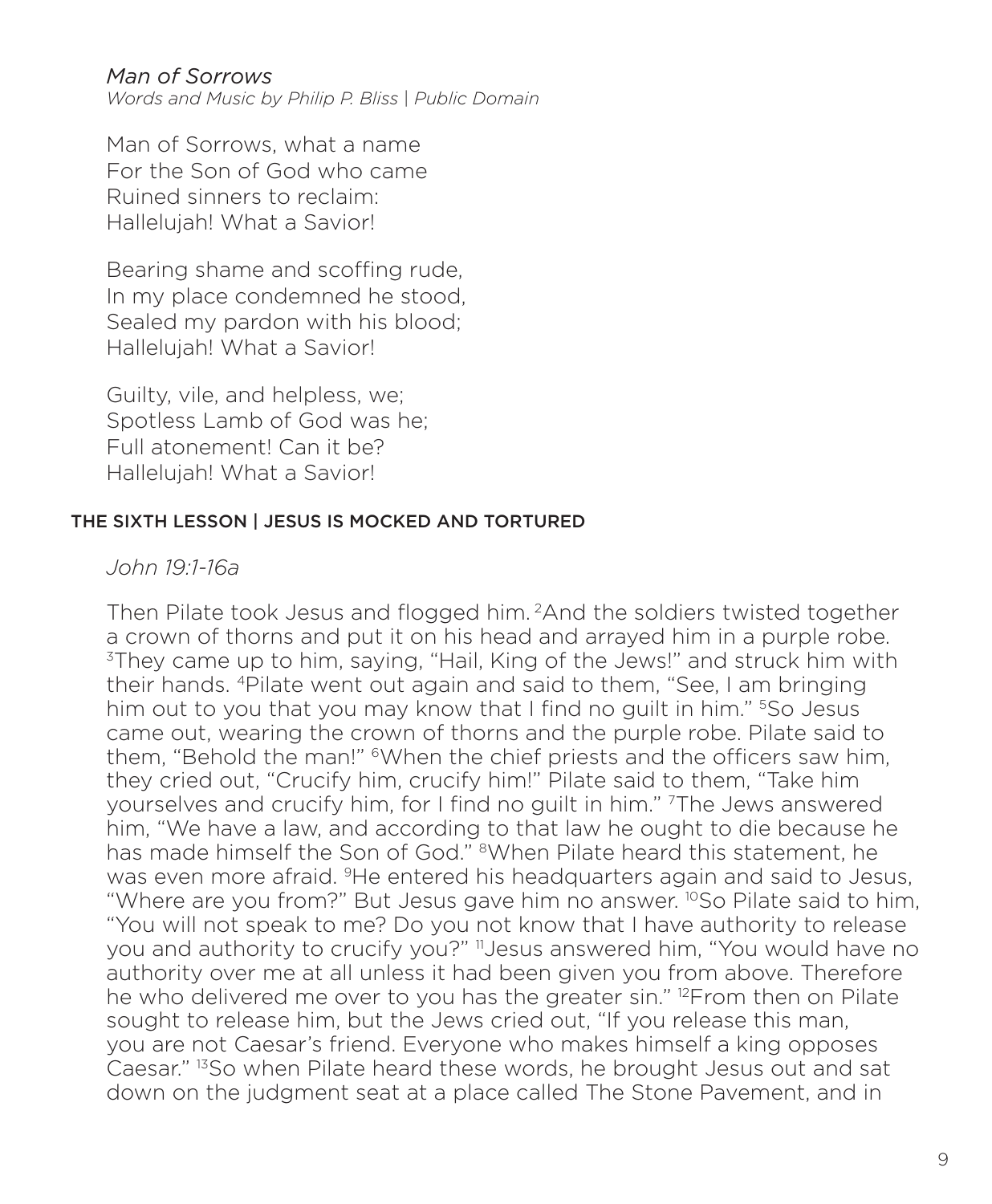*Man of Sorrows*
*Words and Music by Philip P. Bliss | Public Domain*

Man of Sorrows, what a name
For the Son of God who came
Ruined sinners to reclaim:
Hallelujah! What a Savior!

Bearing shame and scoffing rude,
In my place condemned he stood,
Sealed my pardon with his blood;
Hallelujah! What a Savior!

Guilty, vile, and helpless, we;
Spotless Lamb of God was he;
Full atonement! Can it be?
Hallelujah! What a Savior!

## THE SIXTH LESSON | JESUS IS MOCKED AND TORTURED

*John 19:1-16a*

Then Pilate took Jesus and flogged him. [2]And the soldiers twisted together a crown of thorns and put it on his head and arrayed him in a purple robe. [3]They came up to him, saying, "Hail, King of the Jews!" and struck him with their hands. [4]Pilate went out again and said to them, "See, I am bringing him out to you that you may know that I find no guilt in him." [5]So Jesus came out, wearing the crown of thorns and the purple robe. Pilate said to them, "Behold the man!" [6]When the chief priests and the officers saw him, they cried out, "Crucify him, crucify him!" Pilate said to them, "Take him yourselves and crucify him, for I find no guilt in him." [7]The Jews answered him, "We have a law, and according to that law he ought to die because he has made himself the Son of God." [8]When Pilate heard this statement, he was even more afraid. [9]He entered his headquarters again and said to Jesus, "Where are you from?" But Jesus gave him no answer. [10]So Pilate said to him, "You will not speak to me? Do you not know that I have authority to release you and authority to crucify you?" [11]Jesus answered him, "You would have no authority over me at all unless it had been given you from above. Therefore he who delivered me over to you has the greater sin." [12]From then on Pilate sought to release him, but the Jews cried out, "If you release this man, you are not Caesar's friend. Everyone who makes himself a king opposes Caesar." [13]So when Pilate heard these words, he brought Jesus out and sat down on the judgment seat at a place called The Stone Pavement, and in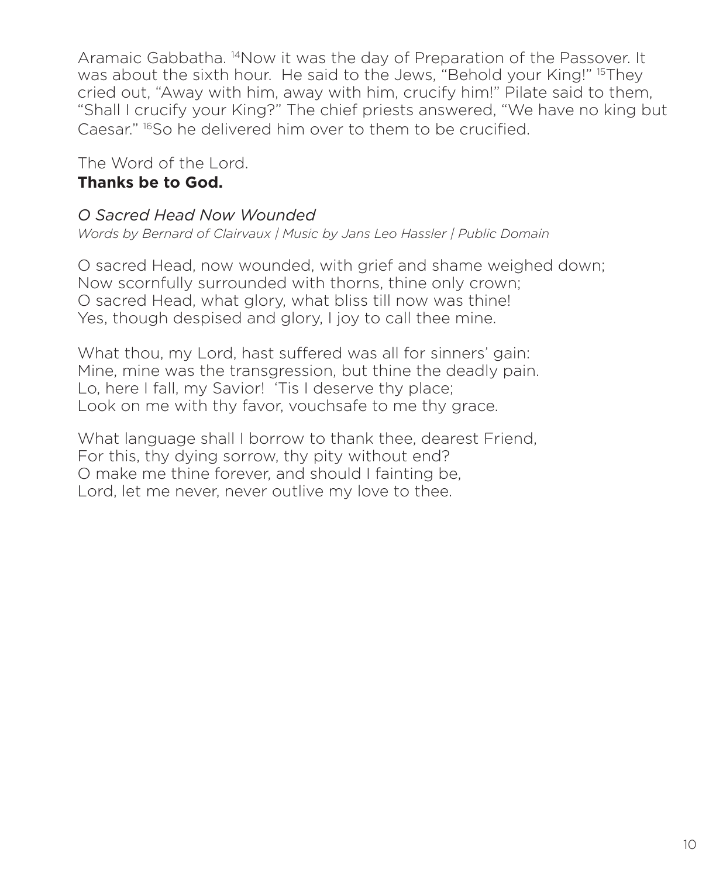Aramaic Gabbatha. [14]Now it was the day of Preparation of the Passover. It was about the sixth hour. He said to the Jews, "Behold your King!" [15]They cried out, "Away with him, away with him, crucify him!" Pilate said to them, "Shall I crucify your King?" The chief priests answered, "We have no king but Caesar." [16]So he delivered him over to them to be crucified.

The Word of the Lord.
**Thanks be to God.**

*O Sacred Head Now Wounded*
*Words by Bernard of Clairvaux | Music by Jans Leo Hassler | Public Domain*

O sacred Head, now wounded, with grief and shame weighed down;
Now scornfully surrounded with thorns, thine only crown;
O sacred Head, what glory, what bliss till now was thine!
Yes, though despised and glory, I joy to call thee mine.

What thou, my Lord, hast suffered was all for sinners' gain:
Mine, mine was the transgression, but thine the deadly pain.
Lo, here I fall, my Savior! 'Tis I deserve thy place;
Look on me with thy favor, vouchsafe to me thy grace.

What language shall I borrow to thank thee, dearest Friend,
For this, thy dying sorrow, thy pity without end?
O make me thine forever, and should I fainting be,
Lord, let me never, never outlive my love to thee.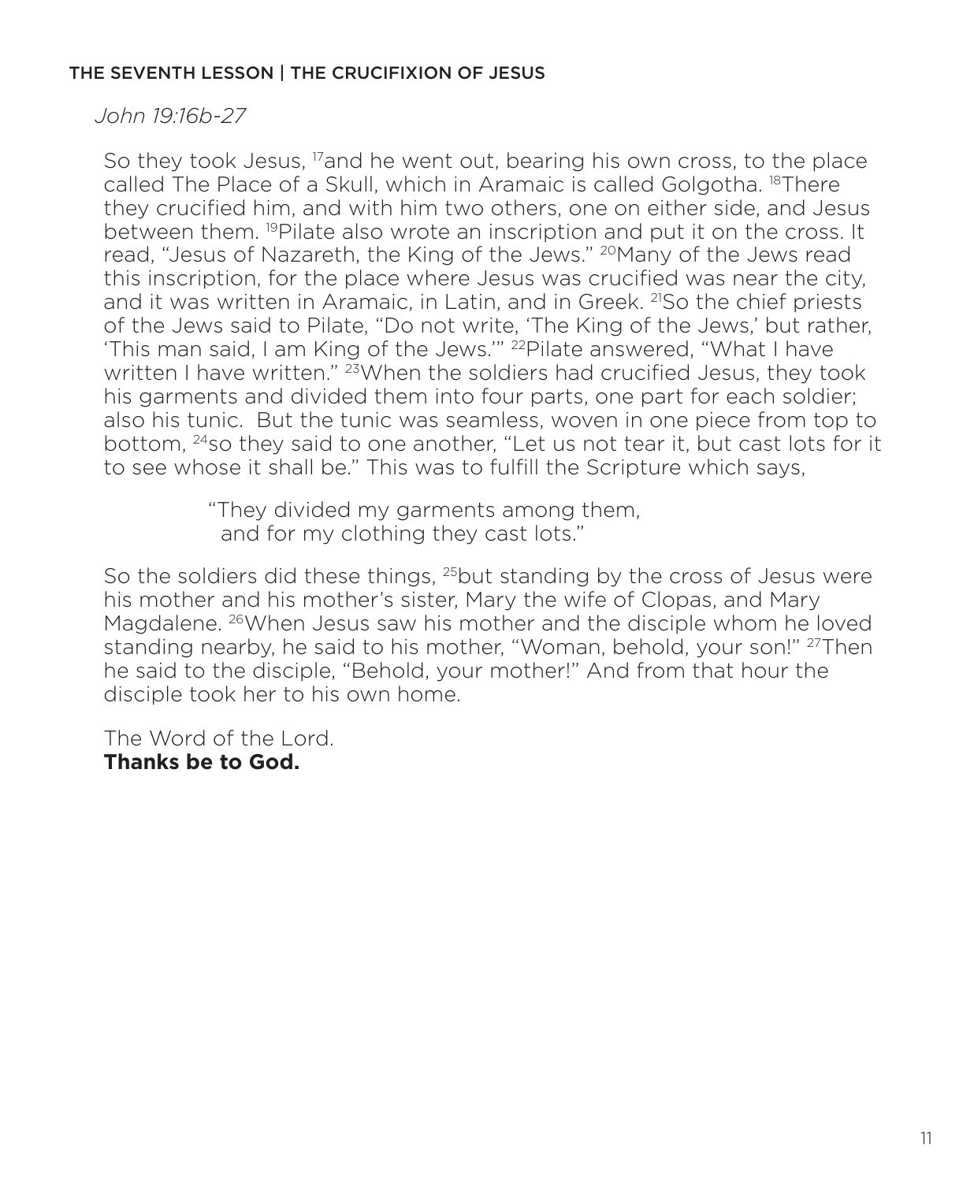## THE SEVENTH LESSON | THE CRUCIFIXION OF JESUS

*John 19:16b-27*

So they took Jesus, [17]and he went out, bearing his own cross, to the place called The Place of a Skull, which in Aramaic is called Golgotha. [18]There they crucified him, and with him two others, one on either side, and Jesus between them. [19]Pilate also wrote an inscription and put it on the cross. It read, "Jesus of Nazareth, the King of the Jews." [20]Many of the Jews read this inscription, for the place where Jesus was crucified was near the city, and it was written in Aramaic, in Latin, and in Greek. [21]So the chief priests of the Jews said to Pilate, "Do not write, 'The King of the Jews,' but rather, 'This man said, I am King of the Jews.'" [22]Pilate answered, "What I have written I have written." [23]When the soldiers had crucified Jesus, they took his garments and divided them into four parts, one part for each soldier; also his tunic. But the tunic was seamless, woven in one piece from top to bottom, [24]so they said to one another, "Let us not tear it, but cast lots for it to see whose it shall be." This was to fulfill the Scripture which says,

> "They divided my garments among them,
> and for my clothing they cast lots."

So the soldiers did these things, [25]but standing by the cross of Jesus were his mother and his mother's sister, Mary the wife of Clopas, and Mary Magdalene. [26]When Jesus saw his mother and the disciple whom he loved standing nearby, he said to his mother, "Woman, behold, your son!" [27]Then he said to the disciple, "Behold, your mother!" And from that hour the disciple took her to his own home.

The Word of the Lord.
**Thanks be to God.**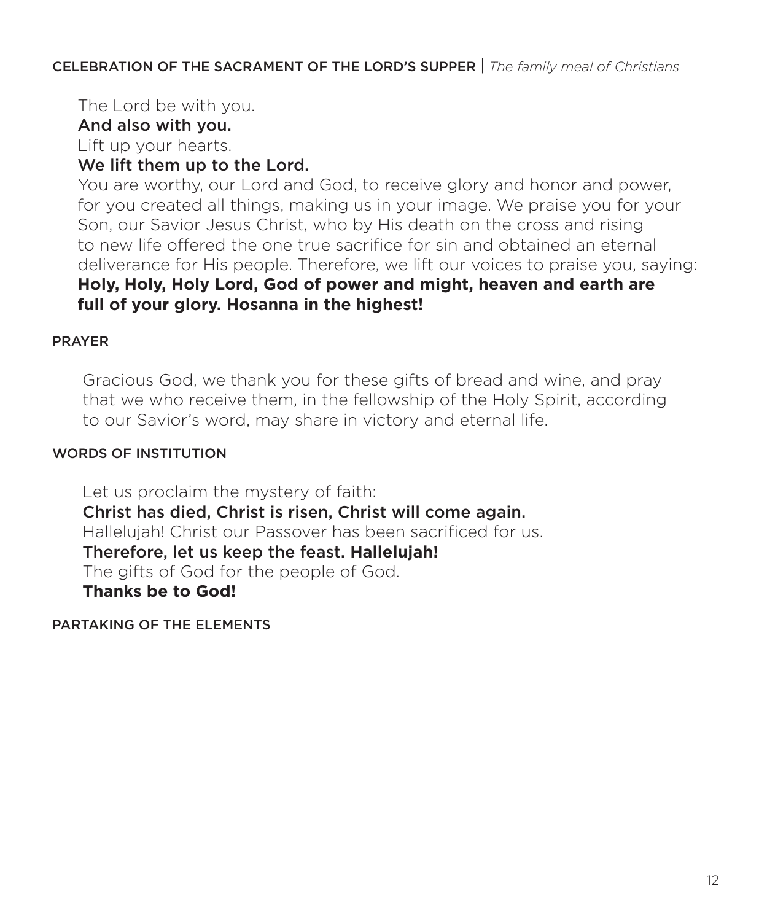## CELEBRATION OF THE SACRAMENT OF THE LORD'S SUPPER | *The family meal of Christians*

The Lord be with you.
**And also with you.**
Lift up your hearts.
**We lift them up to the Lord.**
You are worthy, our Lord and God, to receive glory and honor and power, for you created all things, making us in your image. We praise you for your Son, our Savior Jesus Christ, who by His death on the cross and rising to new life offered the one true sacrifice for sin and obtained an eternal deliverance for His people. Therefore, we lift our voices to praise you, saying:
**Holy, Holy, Holy Lord, God of power and might, heaven and earth are full of your glory. Hosanna in the highest!**

### PRAYER

Gracious God, we thank you for these gifts of bread and wine, and pray that we who receive them, in the fellowship of the Holy Spirit, according to our Savior's word, may share in victory and eternal life.

### WORDS OF INSTITUTION

Let us proclaim the mystery of faith:
**Christ has died, Christ is risen, Christ will come again.**
Hallelujah! Christ our Passover has been sacrificed for us.
**Therefore, let us keep the feast. Hallelujah!**
The gifts of God for the people of God.
**Thanks be to God!**

### PARTAKING OF THE ELEMENTS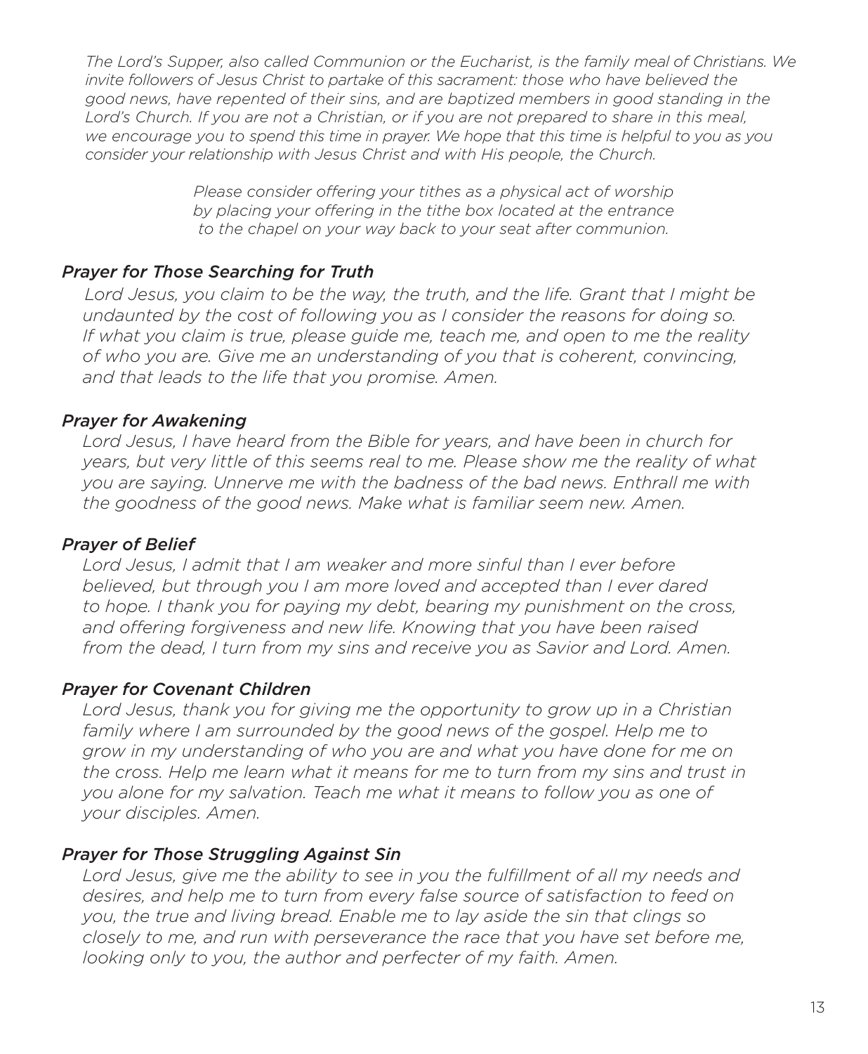*The Lord's Supper, also called Communion or the Eucharist, is the family meal of Christians. We invite followers of Jesus Christ to partake of this sacrament: those who have believed the good news, have repented of their sins, and are baptized members in good standing in the Lord's Church. If you are not a Christian, or if you are not prepared to share in this meal, we encourage you to spend this time in prayer. We hope that this time is helpful to you as you consider your relationship with Jesus Christ and with His people, the Church.*

*Please consider offering your tithes as a physical act of worship by placing your offering in the tithe box located at the entrance to the chapel on your way back to your seat after communion.*

### *Prayer for Those Searching for Truth*

*Lord Jesus, you claim to be the way, the truth, and the life. Grant that I might be undaunted by the cost of following you as I consider the reasons for doing so. If what you claim is true, please guide me, teach me, and open to me the reality of who you are. Give me an understanding of you that is coherent, convincing, and that leads to the life that you promise. Amen.*

### *Prayer for Awakening*

*Lord Jesus, I have heard from the Bible for years, and have been in church for years, but very little of this seems real to me. Please show me the reality of what you are saying. Unnerve me with the badness of the bad news. Enthrall me with the goodness of the good news. Make what is familiar seem new. Amen.*

### *Prayer of Belief*

*Lord Jesus, I admit that I am weaker and more sinful than I ever before believed, but through you I am more loved and accepted than I ever dared to hope. I thank you for paying my debt, bearing my punishment on the cross, and offering forgiveness and new life. Knowing that you have been raised from the dead, I turn from my sins and receive you as Savior and Lord. Amen.*

### *Prayer for Covenant Children*

*Lord Jesus, thank you for giving me the opportunity to grow up in a Christian family where I am surrounded by the good news of the gospel. Help me to grow in my understanding of who you are and what you have done for me on the cross. Help me learn what it means for me to turn from my sins and trust in you alone for my salvation. Teach me what it means to follow you as one of your disciples. Amen.*

### *Prayer for Those Struggling Against Sin*

*Lord Jesus, give me the ability to see in you the fulfillment of all my needs and desires, and help me to turn from every false source of satisfaction to feed on you, the true and living bread. Enable me to lay aside the sin that clings so closely to me, and run with perseverance the race that you have set before me, looking only to you, the author and perfecter of my faith. Amen.*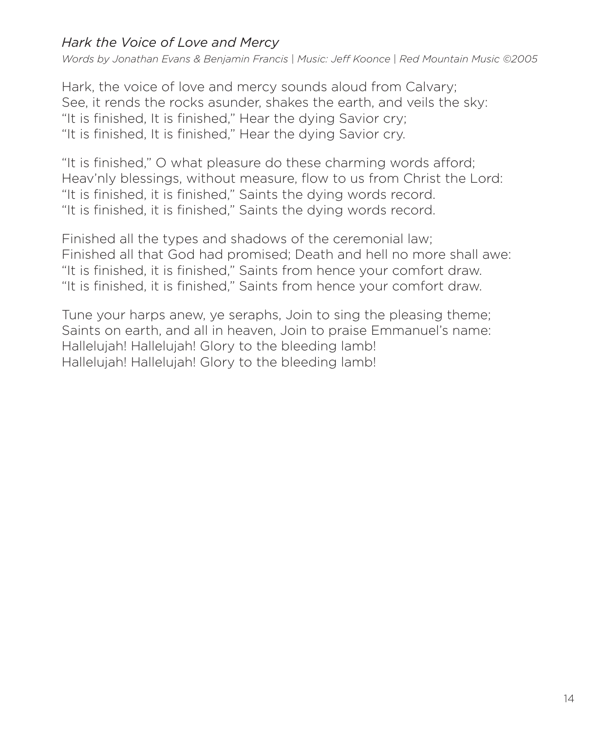*Hark the Voice of Love and Mercy*

*Words by Jonathan Evans & Benjamin Francis | Music: Jeff Koonce | Red Mountain Music ©2005*

Hark, the voice of love and mercy sounds aloud from Calvary;
See, it rends the rocks asunder, shakes the earth, and veils the sky:
"It is finished, It is finished," Hear the dying Savior cry;
"It is finished, It is finished," Hear the dying Savior cry.

"It is finished," O what pleasure do these charming words afford;
Heav'nly blessings, without measure, flow to us from Christ the Lord:
"It is finished, it is finished," Saints the dying words record.
"It is finished, it is finished," Saints the dying words record.

Finished all the types and shadows of the ceremonial law;
Finished all that God had promised; Death and hell no more shall awe:
"It is finished, it is finished," Saints from hence your comfort draw.
"It is finished, it is finished," Saints from hence your comfort draw.

Tune your harps anew, ye seraphs, Join to sing the pleasing theme;
Saints on earth, and all in heaven, Join to praise Emmanuel's name:
Hallelujah! Hallelujah! Glory to the bleeding lamb!
Hallelujah! Hallelujah! Glory to the bleeding lamb!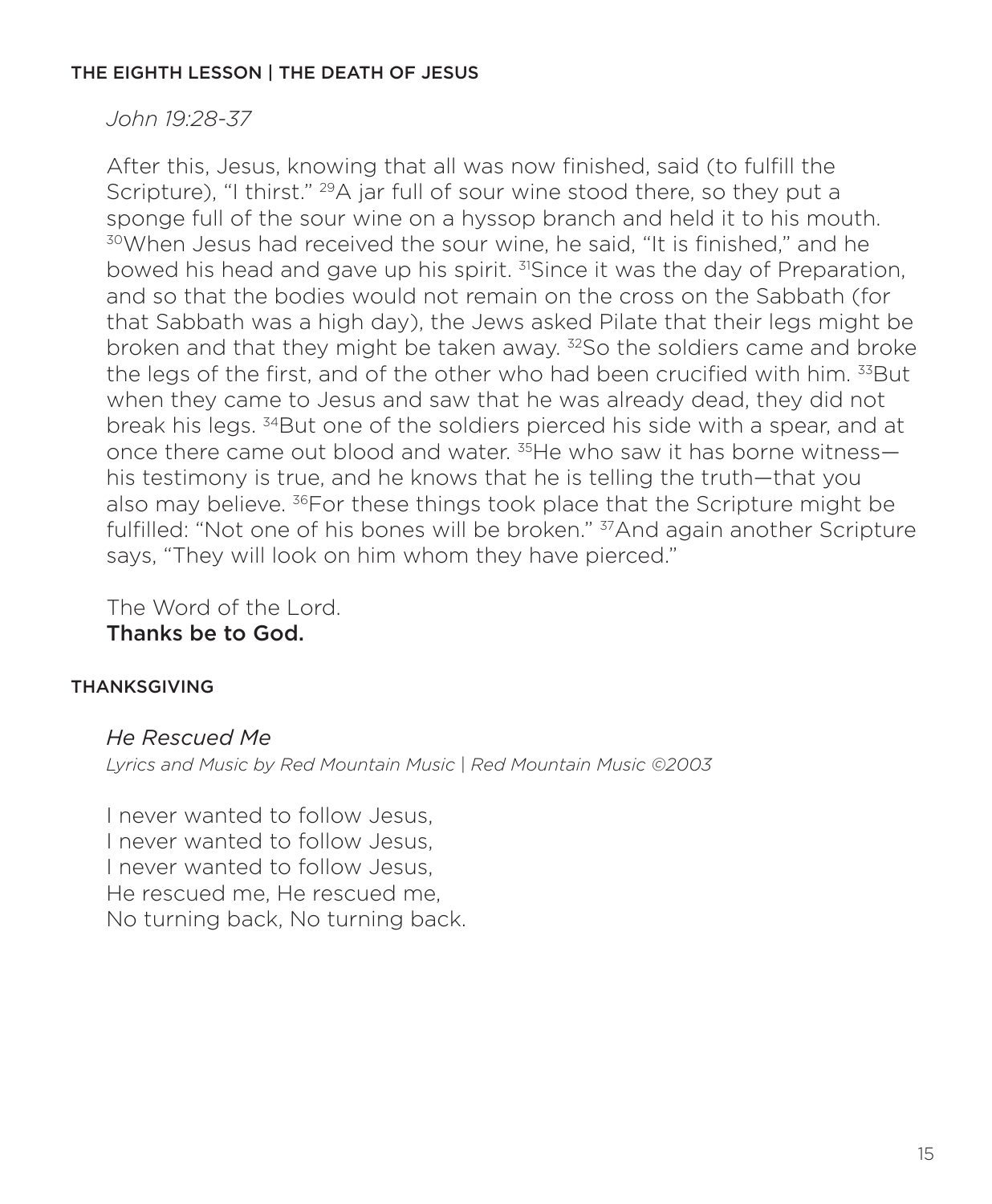### THE EIGHTH LESSON | THE DEATH OF JESUS

*John 19:28-37*

After this, Jesus, knowing that all was now finished, said (to fulfill the Scripture), "I thirst." [29]A jar full of sour wine stood there, so they put a sponge full of the sour wine on a hyssop branch and held it to his mouth. [30]When Jesus had received the sour wine, he said, "It is finished," and he bowed his head and gave up his spirit. [31]Since it was the day of Preparation, and so that the bodies would not remain on the cross on the Sabbath (for that Sabbath was a high day), the Jews asked Pilate that their legs might be broken and that they might be taken away. [32]So the soldiers came and broke the legs of the first, and of the other who had been crucified with him. [33]But when they came to Jesus and saw that he was already dead, they did not break his legs. [34]But one of the soldiers pierced his side with a spear, and at once there came out blood and water. [35]He who saw it has borne witness—his testimony is true, and he knows that he is telling the truth—that you also may believe. [36]For these things took place that the Scripture might be fulfilled: "Not one of his bones will be broken." [37]And again another Scripture says, "They will look on him whom they have pierced."

The Word of the Lord.
**Thanks be to God.**

### THANKSGIVING

*He Rescued Me*
*Lyrics and Music by Red Mountain Music | Red Mountain Music ©2003*

I never wanted to follow Jesus,
I never wanted to follow Jesus,
I never wanted to follow Jesus,
He rescued me, He rescued me,
No turning back, No turning back.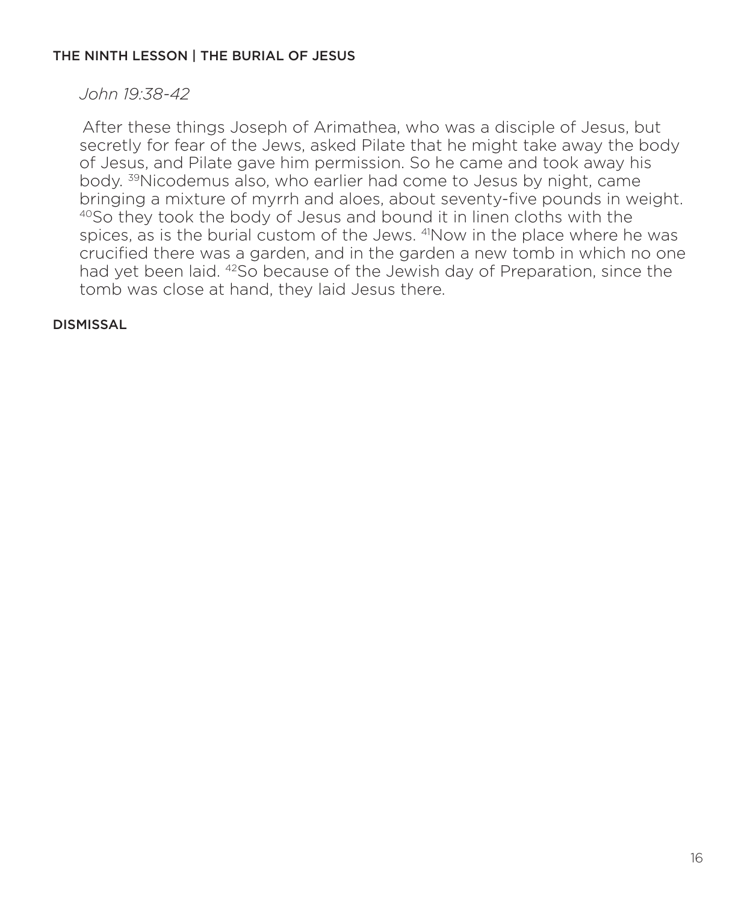## THE NINTH LESSON | THE BURIAL OF JESUS

*John 19:38-42*

After these things Joseph of Arimathea, who was a disciple of Jesus, but secretly for fear of the Jews, asked Pilate that he might take away the body of Jesus, and Pilate gave him permission. So he came and took away his body. [39]Nicodemus also, who earlier had come to Jesus by night, came bringing a mixture of myrrh and aloes, about seventy-five pounds in weight. [40]So they took the body of Jesus and bound it in linen cloths with the spices, as is the burial custom of the Jews. [41]Now in the place where he was crucified there was a garden, and in the garden a new tomb in which no one had yet been laid. [42]So because of the Jewish day of Preparation, since the tomb was close at hand, they laid Jesus there.

## DISMISSAL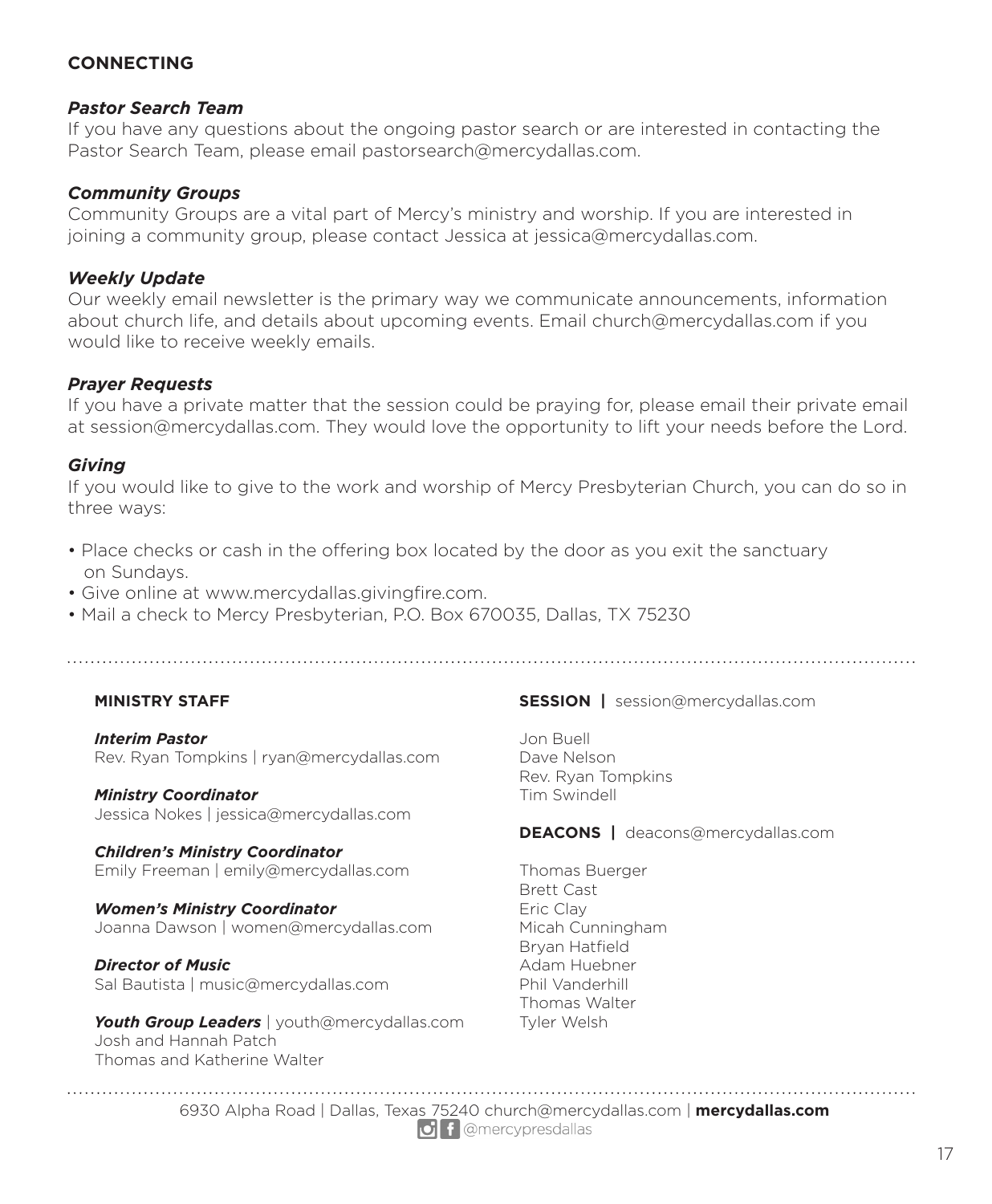## CONNECTING

### *Pastor Search Team*

If you have any questions about the ongoing pastor search or are interested in contacting the Pastor Search Team, please email pastorsearch@mercydallas.com.

### *Community Groups*

Community Groups are a vital part of Mercy's ministry and worship. If you are interested in joining a community group, please contact Jessica at jessica@mercydallas.com.

### *Weekly Update*

Our weekly email newsletter is the primary way we communicate announcements, information about church life, and details about upcoming events. Email church@mercydallas.com if you would like to receive weekly emails.

### *Prayer Requests*

If you have a private matter that the session could be praying for, please email their private email at session@mercydallas.com. They would love the opportunity to lift your needs before the Lord.

### *Giving*

If you would like to give to the work and worship of Mercy Presbyterian Church, you can do so in three ways:

- Place checks or cash in the offering box located by the door as you exit the sanctuary on Sundays.
- Give online at www.mercydallas.givingfire.com.
- Mail a check to Mercy Presbyterian, P.O. Box 670035, Dallas, TX 75230

---

**MINISTRY STAFF**

***Interim Pastor***
Rev. Ryan Tompkins | ryan@mercydallas.com

***Ministry Coordinator***
Jessica Nokes | jessica@mercydallas.com

***Children's Ministry Coordinator***
Emily Freeman | emily@mercydallas.com

***Women's Ministry Coordinator***
Joanna Dawson | women@mercydallas.com

***Director of Music***
Sal Bautista | music@mercydallas.com

***Youth Group Leaders*** | youth@mercydallas.com
Josh and Hannah Patch
Thomas and Katherine Walter

**SESSION |** session@mercydallas.com

Jon Buell
Dave Nelson
Rev. Ryan Tompkins
Tim Swindell

**DEACONS |** deacons@mercydallas.com

Thomas Buerger
Brett Cast
Eric Clay
Micah Cunningham
Bryan Hatfield
Adam Huebner
Phil Vanderhill
Thomas Walter
Tyler Welsh

---

6930 Alpha Road | Dallas, Texas 75240 church@mercydallas.com | **mercydallas.com**
@mercypresdallas